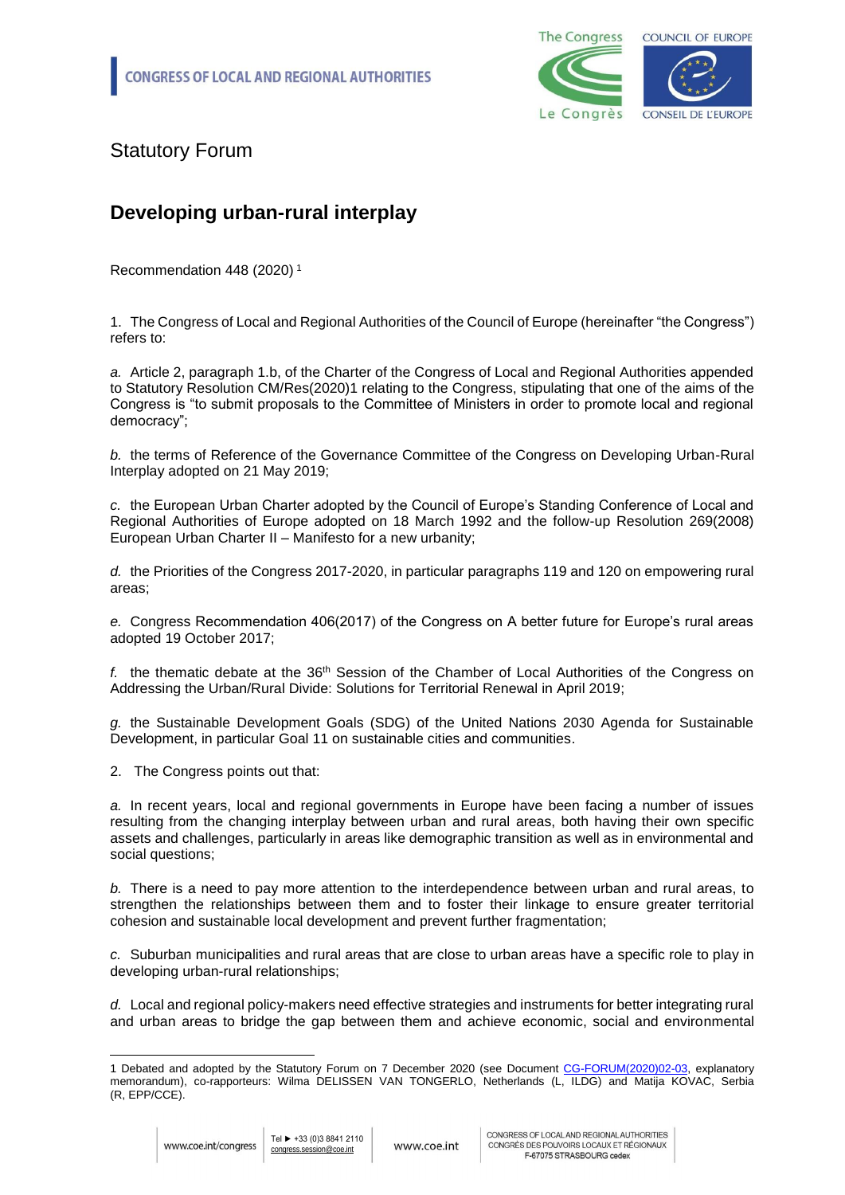CONGRESS OF LOCAL AND REGIONAL AUTHORITIES

Statutory Forum

# Developing urban-rural interplay

Recommendation 448 (2020) [1]

1. The Congress of Local and Regional Authorities of the Council of Europe (hereinafter "the Congress") refers to:

*a.* Article 2, paragraph 1.b, of the Charter of the Congress of Local and Regional Authorities appended to Statutory Resolution CM/Res(2020)1 relating to the Congress, stipulating that one of the aims of the Congress is "to submit proposals to the Committee of Ministers in order to promote local and regional democracy";

*b.* the terms of Reference of the Governance Committee of the Congress on Developing Urban-Rural Interplay adopted on 21 May 2019;

*c.* the European Urban Charter adopted by the Council of Europe's Standing Conference of Local and Regional Authorities of Europe adopted on 18 March 1992 and the follow-up Resolution 269(2008) European Urban Charter II – Manifesto for a new urbanity;

*d.* the Priorities of the Congress 2017-2020, in particular paragraphs 119 and 120 on empowering rural areas;

*e.* Congress Recommendation 406(2017) of the Congress on A better future for Europe's rural areas adopted 19 October 2017;

*f.* the thematic debate at the 36th Session of the Chamber of Local Authorities of the Congress on Addressing the Urban/Rural Divide: Solutions for Territorial Renewal in April 2019;

*g.* the Sustainable Development Goals (SDG) of the United Nations 2030 Agenda for Sustainable Development, in particular Goal 11 on sustainable cities and communities.

2. The Congress points out that:

*a.* In recent years, local and regional governments in Europe have been facing a number of issues resulting from the changing interplay between urban and rural areas, both having their own specific assets and challenges, particularly in areas like demographic transition as well as in environmental and social questions;

*b.* There is a need to pay more attention to the interdependence between urban and rural areas, to strengthen the relationships between them and to foster their linkage to ensure greater territorial cohesion and sustainable local development and prevent further fragmentation;

*c.* Suburban municipalities and rural areas that are close to urban areas have a specific role to play in developing urban-rural relationships;

*d.* Local and regional policy-makers need effective strategies and instruments for better integrating rural and urban areas to bridge the gap between them and achieve economic, social and environmental

---

[1] Debated and adopted by the Statutory Forum on 7 December 2020 (see Document CG-FORUM(2020)02-03, explanatory memorandum), co-rapporteurs: Wilma DELISSEN VAN TONGERLO, Netherlands (L, ILDG) and Matija KOVAC, Serbia (R, EPP/CCE).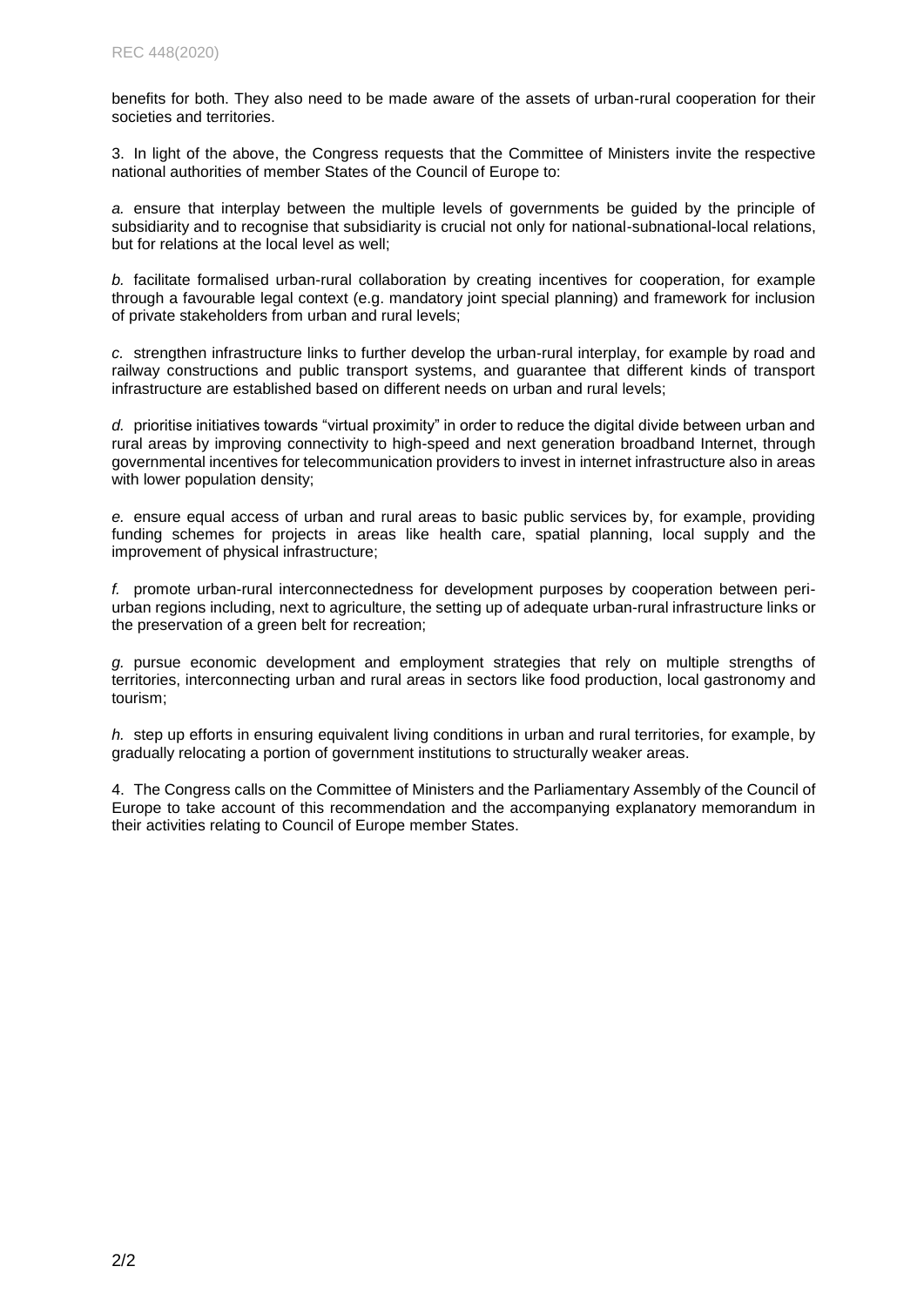benefits for both. They also need to be made aware of the assets of urban-rural cooperation for their societies and territories.

3. In light of the above, the Congress requests that the Committee of Ministers invite the respective national authorities of member States of the Council of Europe to:

*a.* ensure that interplay between the multiple levels of governments be guided by the principle of subsidiarity and to recognise that subsidiarity is crucial not only for national-subnational-local relations, but for relations at the local level as well;

*b.* facilitate formalised urban-rural collaboration by creating incentives for cooperation, for example through a favourable legal context (e.g. mandatory joint special planning) and framework for inclusion of private stakeholders from urban and rural levels;

*c.* strengthen infrastructure links to further develop the urban-rural interplay, for example by road and railway constructions and public transport systems, and guarantee that different kinds of transport infrastructure are established based on different needs on urban and rural levels;

*d.* prioritise initiatives towards "virtual proximity" in order to reduce the digital divide between urban and rural areas by improving connectivity to high-speed and next generation broadband Internet, through governmental incentives for telecommunication providers to invest in internet infrastructure also in areas with lower population density;

*e.* ensure equal access of urban and rural areas to basic public services by, for example, providing funding schemes for projects in areas like health care, spatial planning, local supply and the improvement of physical infrastructure;

*f.* promote urban-rural interconnectedness for development purposes by cooperation between peri-urban regions including, next to agriculture, the setting up of adequate urban-rural infrastructure links or the preservation of a green belt for recreation;

*g.* pursue economic development and employment strategies that rely on multiple strengths of territories, interconnecting urban and rural areas in sectors like food production, local gastronomy and tourism;

*h.* step up efforts in ensuring equivalent living conditions in urban and rural territories, for example, by gradually relocating a portion of government institutions to structurally weaker areas.

4. The Congress calls on the Committee of Ministers and the Parliamentary Assembly of the Council of Europe to take account of this recommendation and the accompanying explanatory memorandum in their activities relating to Council of Europe member States.